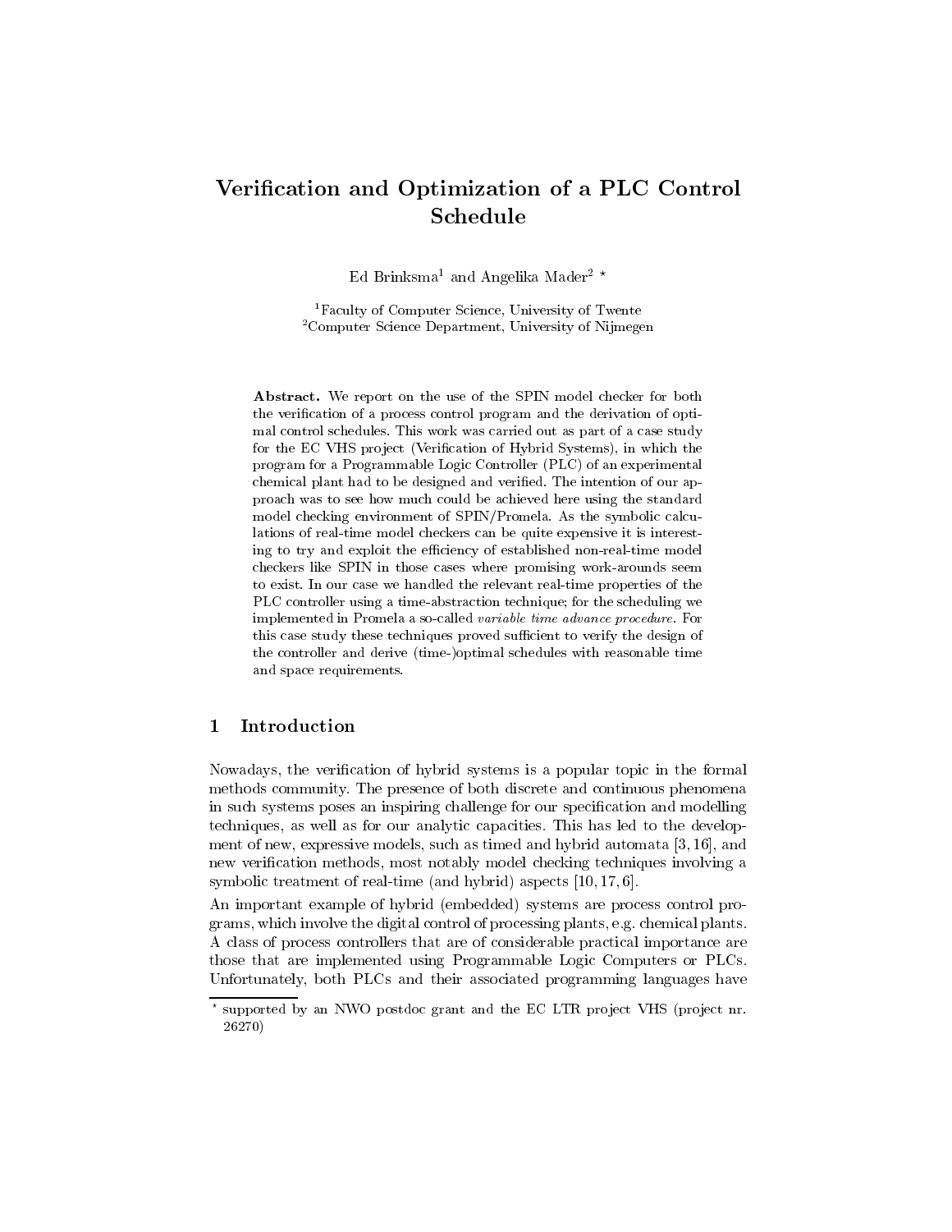# Verification and Optimization of a PLC Control Schedule

Ed Brinksma[1] and Angelika Mader[2] *

[1]Faculty of Computer Science, University of Twente
[2]Computer Science Department, University of Nijmegen

**Abstract.** We report on the use of the SPIN model checker for both the verification of a process control program and the derivation of optimal control schedules. This work was carried out as part of a case study for the EC VHS project (Verification of Hybrid Systems), in which the program for a Programmable Logic Controller (PLC) of an experimental chemical plant had to be designed and verified. The intention of our approach was to see how much could be achieved here using the standard model checking environment of SPIN/Promela. As the symbolic calculations of real-time model checkers can be quite expensive it is interesting to try and exploit the efficiency of established non-real-time model checkers like SPIN in those cases where promising work-arounds seem to exist. In our case we handled the relevant real-time properties of the PLC controller using a time-abstraction technique; for the scheduling we implemented in Promela a so-called *variable time advance procedure*. For this case study these techniques proved sufficient to verify the design of the controller and derive (time-)optimal schedules with reasonable time and space requirements.

## 1 Introduction

Nowadays, the verification of hybrid systems is a popular topic in the formal methods community. The presence of both discrete and continuous phenomena in such systems poses an inspiring challenge for our specification and modelling techniques, as well as for our analytic capacities. This has led to the development of new, expressive models, such as timed and hybrid automata [3, 16], and new verification methods, most notably model checking techniques involving a symbolic treatment of real-time (and hybrid) aspects [10, 17, 6].

An important example of hybrid (embedded) systems are process control programs, which involve the digital control of processing plants, e.g. chemical plants. A class of process controllers that are of considerable practical importance are those that are implemented using Programmable Logic Computers or PLCs. Unfortunately, both PLCs and their associated programming languages have

* supported by an NWO postdoc grant and the EC LTR project VHS (project nr. 26270)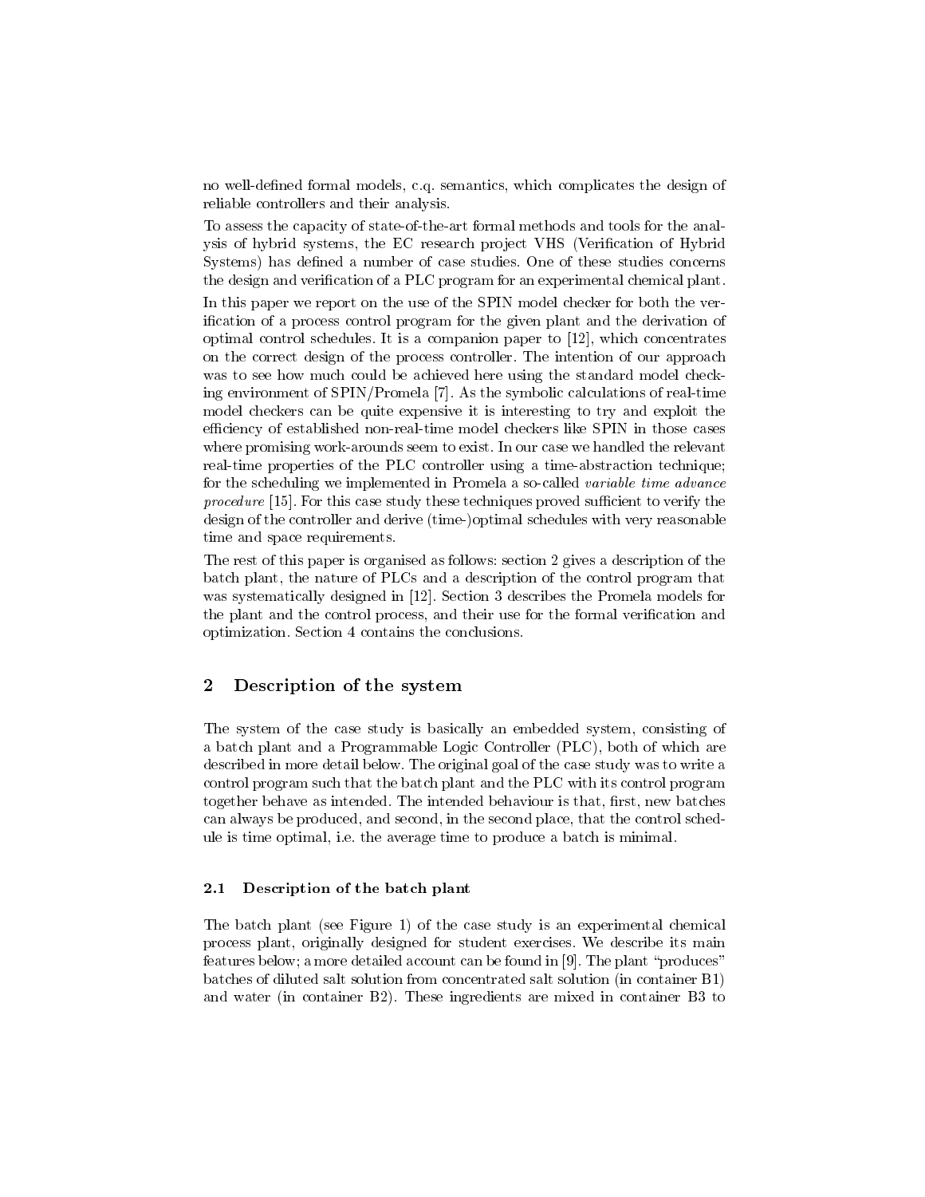no well-defined formal models, c.q. semantics, which complicates the design of reliable controllers and their analysis.

To assess the capacity of state-of-the-art formal methods and tools for the analysis of hybrid systems, the EC research project VHS (Verification of Hybrid Systems) has defined a number of case studies. One of these studies concerns the design and verification of a PLC program for an experimental chemical plant.

In this paper we report on the use of the SPIN model checker for both the verification of a process control program for the given plant and the derivation of optimal control schedules. It is a companion paper to [12], which concentrates on the correct design of the process controller. The intention of our approach was to see how much could be achieved here using the standard model checking environment of SPIN/Promela [7]. As the symbolic calculations of real-time model checkers can be quite expensive it is interesting to try and exploit the efficiency of established non-real-time model checkers like SPIN in those cases where promising work-arounds seem to exist. In our case we handled the relevant real-time properties of the PLC controller using a time-abstraction technique; for the scheduling we implemented in Promela a so-called *variable time advance procedure* [15]. For this case study these techniques proved sufficient to verify the design of the controller and derive (time-)optimal schedules with very reasonable time and space requirements.

The rest of this paper is organised as follows: section 2 gives a description of the batch plant, the nature of PLCs and a description of the control program that was systematically designed in [12]. Section 3 describes the Promela models for the plant and the control process, and their use for the formal verification and optimization. Section 4 contains the conclusions.

## 2 Description of the system

The system of the case study is basically an embedded system, consisting of a batch plant and a Programmable Logic Controller (PLC), both of which are described in more detail below. The original goal of the case study was to write a control program such that the batch plant and the PLC with its control program together behave as intended. The intended behaviour is that, first, new batches can always be produced, and second, in the second place, that the control schedule is time optimal, i.e. the average time to produce a batch is minimal.

### 2.1 Description of the batch plant

The batch plant (see Figure 1) of the case study is an experimental chemical process plant, originally designed for student exercises. We describe its main features below; a more detailed account can be found in [9]. The plant "produces" batches of diluted salt solution from concentrated salt solution (in container B1) and water (in container B2). These ingredients are mixed in container B3 to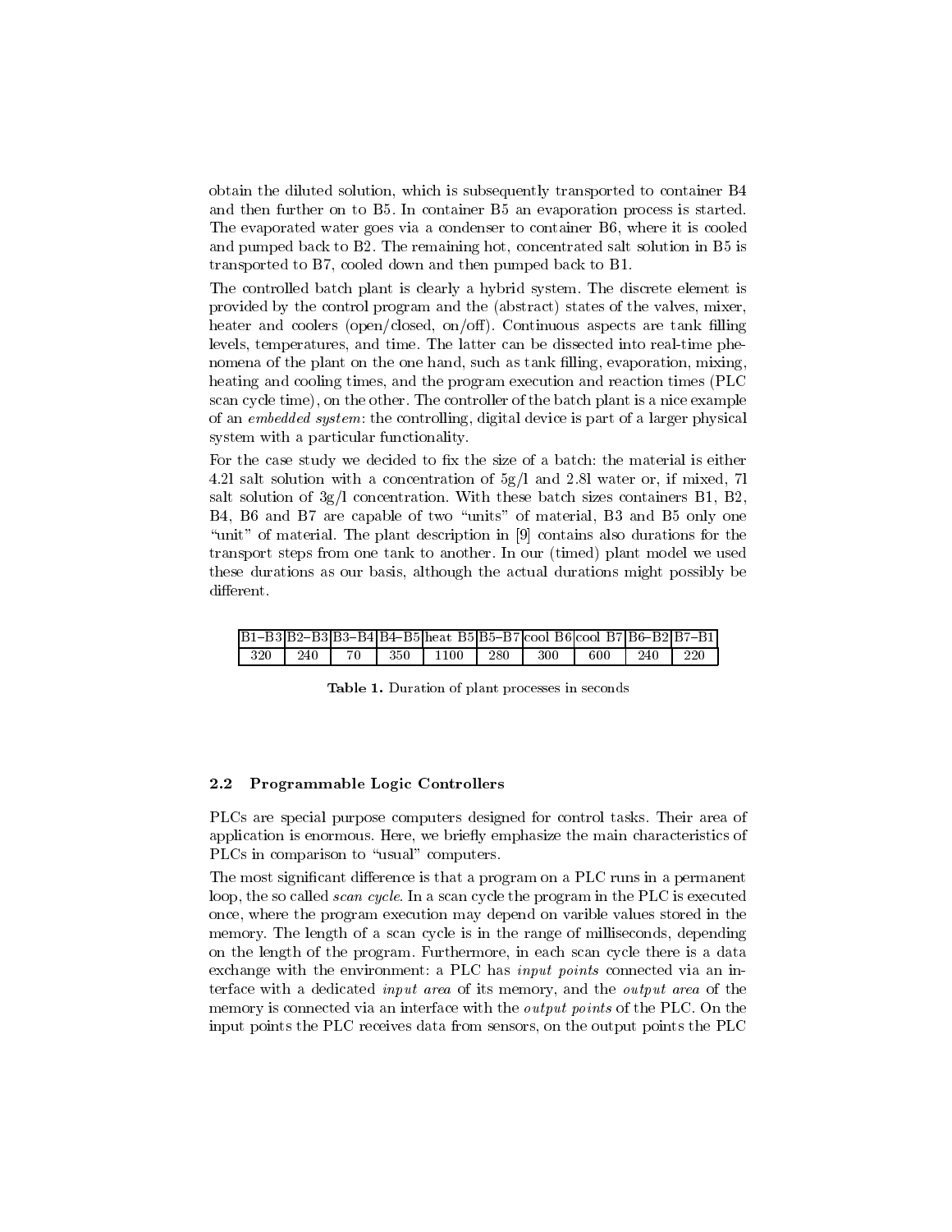obtain the diluted solution, which is subsequently transported to container B4 and then further on to B5. In container B5 an evaporation process is started. The evaporated water goes via a condenser to container B6, where it is cooled and pumped back to B2. The remaining hot, concentrated salt solution in B5 is transported to B7, cooled down and then pumped back to B1.

The controlled batch plant is clearly a hybrid system. The discrete element is provided by the control program and the (abstract) states of the valves, mixer, heater and coolers (open/closed, on/off). Continuous aspects are tank filling levels, temperatures, and time. The latter can be dissected into real-time phenomena of the plant on the one hand, such as tank filling, evaporation, mixing, heating and cooling times, and the program execution and reaction times (PLC scan cycle time), on the other. The controller of the batch plant is a nice example of an *embedded system*: the controlling, digital device is part of a larger physical system with a particular functionality.

For the case study we decided to fix the size of a batch: the material is either 4.2l salt solution with a concentration of 5g/l and 2.8l water or, if mixed, 7l salt solution of 3g/l concentration. With these batch sizes containers B1, B2, B4, B6 and B7 are capable of two "units" of material, B3 and B5 only one "unit" of material. The plant description in [9] contains also durations for the transport steps from one tank to another. In our (timed) plant model we used these durations as our basis, although the actual durations might possibly be different.

| B1–B3 | B2–B3 | B3–B4 | B4–B5 | heat B5 | B5–B7 | cool B6 | cool B7 | B6–B2 | B7–B1 |
|---|---|---|---|---|---|---|---|---|---|
| 320 | 240 | 70 | 350 | 1100 | 280 | 300 | 600 | 240 | 220 |

**Table 1.** Duration of plant processes in seconds

### 2.2 Programmable Logic Controllers

PLCs are special purpose computers designed for control tasks. Their area of application is enormous. Here, we briefly emphasize the main characteristics of PLCs in comparison to "usual" computers.

The most significant difference is that a program on a PLC runs in a permanent loop, the so called *scan cycle*. In a scan cycle the program in the PLC is executed once, where the program execution may depend on varible values stored in the memory. The length of a scan cycle is in the range of milliseconds, depending on the length of the program. Furthermore, in each scan cycle there is a data exchange with the environment: a PLC has *input points* connected via an interface with a dedicated *input area* of its memory, and the *output area* of the memory is connected via an interface with the *output points* of the PLC. On the input points the PLC receives data from sensors, on the output points the PLC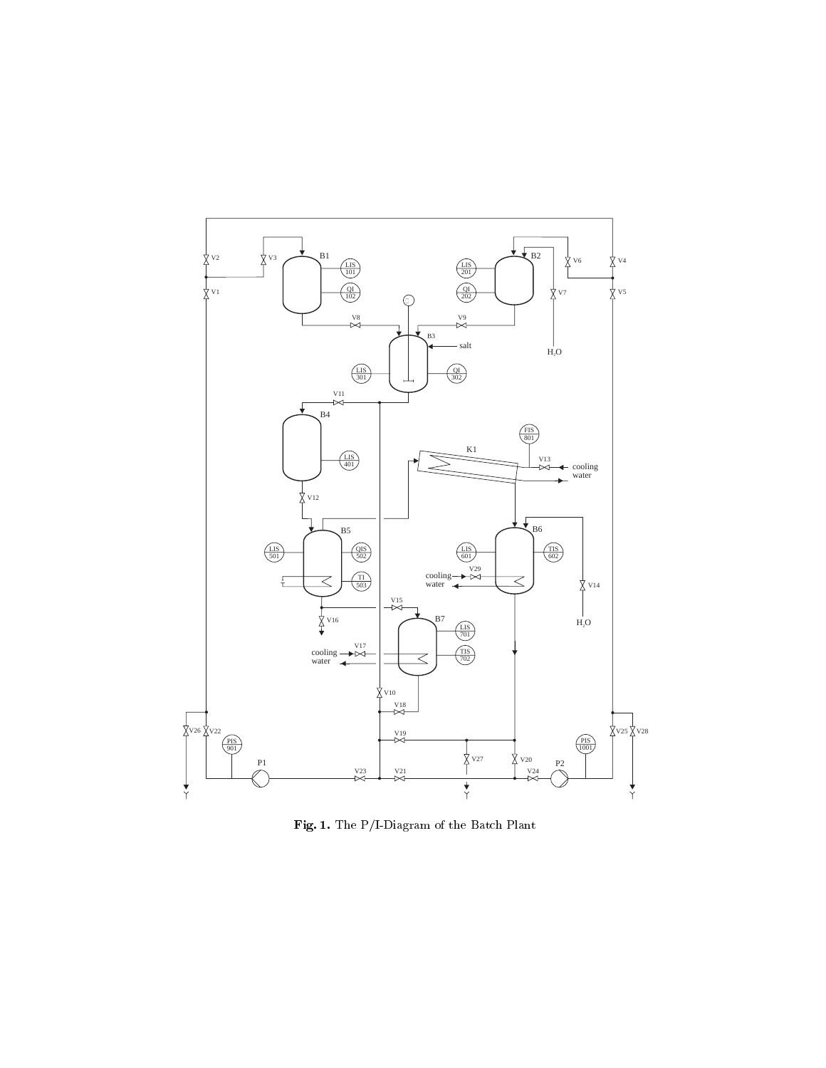**Fig. 1.** The P/I-Diagram of the Batch Plant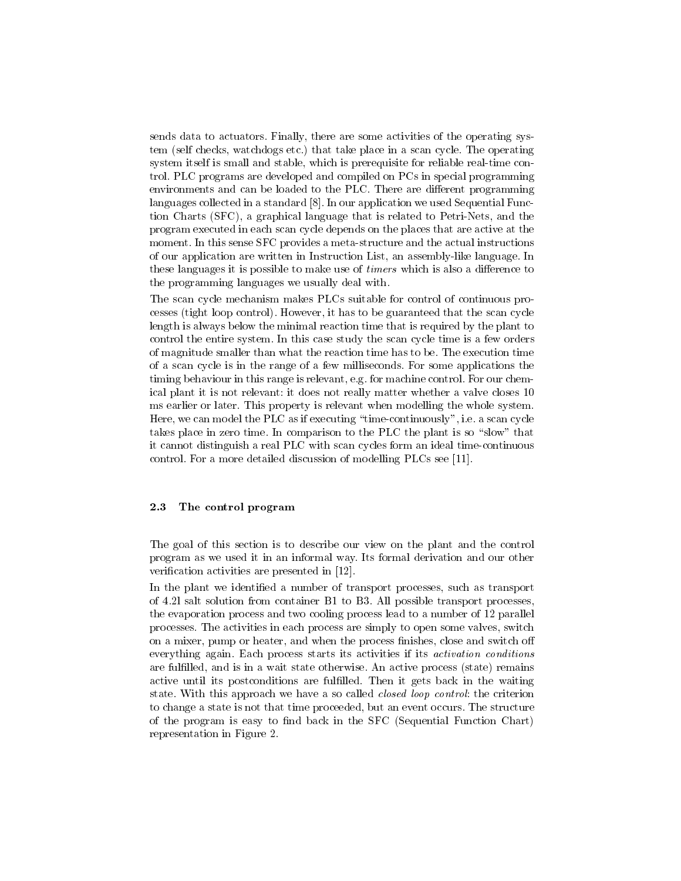sends data to actuators. Finally, there are some activities of the operating system (self checks, watchdogs etc.) that take place in a scan cycle. The operating system itself is small and stable, which is prerequisite for reliable real-time control. PLC programs are developed and compiled on PCs in special programming environments and can be loaded to the PLC. There are different programming languages collected in a standard [8]. In our application we used Sequential Function Charts (SFC), a graphical language that is related to Petri-Nets, and the program executed in each scan cycle depends on the places that are active at the moment. In this sense SFC provides a meta-structure and the actual instructions of our application are written in Instruction List, an assembly-like language. In these languages it is possible to make use of *timers* which is also a difference to the programming languages we usually deal with.

The scan cycle mechanism makes PLCs suitable for control of continuous processes (tight loop control). However, it has to be guaranteed that the scan cycle length is always below the minimal reaction time that is required by the plant to control the entire system. In this case study the scan cycle time is a few orders of magnitude smaller than what the reaction time has to be. The execution time of a scan cycle is in the range of a few milliseconds. For some applications the timing behaviour in this range is relevant, e.g. for machine control. For our chemical plant it is not relevant: it does not really matter whether a valve closes 10 ms earlier or later. This property is relevant when modelling the whole system. Here, we can model the PLC as if executing "time-continuously", i.e. a scan cycle takes place in zero time. In comparison to the PLC the plant is so "slow" that it cannot distinguish a real PLC with scan cycles form an ideal time-continuous control. For a more detailed discussion of modelling PLCs see [11].

### 2.3 The control program

The goal of this section is to describe our view on the plant and the control program as we used it in an informal way. Its formal derivation and our other verification activities are presented in [12].

In the plant we identified a number of transport processes, such as transport of 4.2l salt solution from container B1 to B3. All possible transport processes, the evaporation process and two cooling process lead to a number of 12 parallel processes. The activities in each process are simply to open some valves, switch on a mixer, pump or heater, and when the process finishes, close and switch off everything again. Each process starts its activities if its *activation conditions* are fulfilled, and is in a wait state otherwise. An active process (state) remains active until its postconditions are fulfilled. Then it gets back in the waiting state. With this approach we have a so called *closed loop control*: the criterion to change a state is not that time proceeded, but an event occurs. The structure of the program is easy to find back in the SFC (Sequential Function Chart) representation in Figure 2.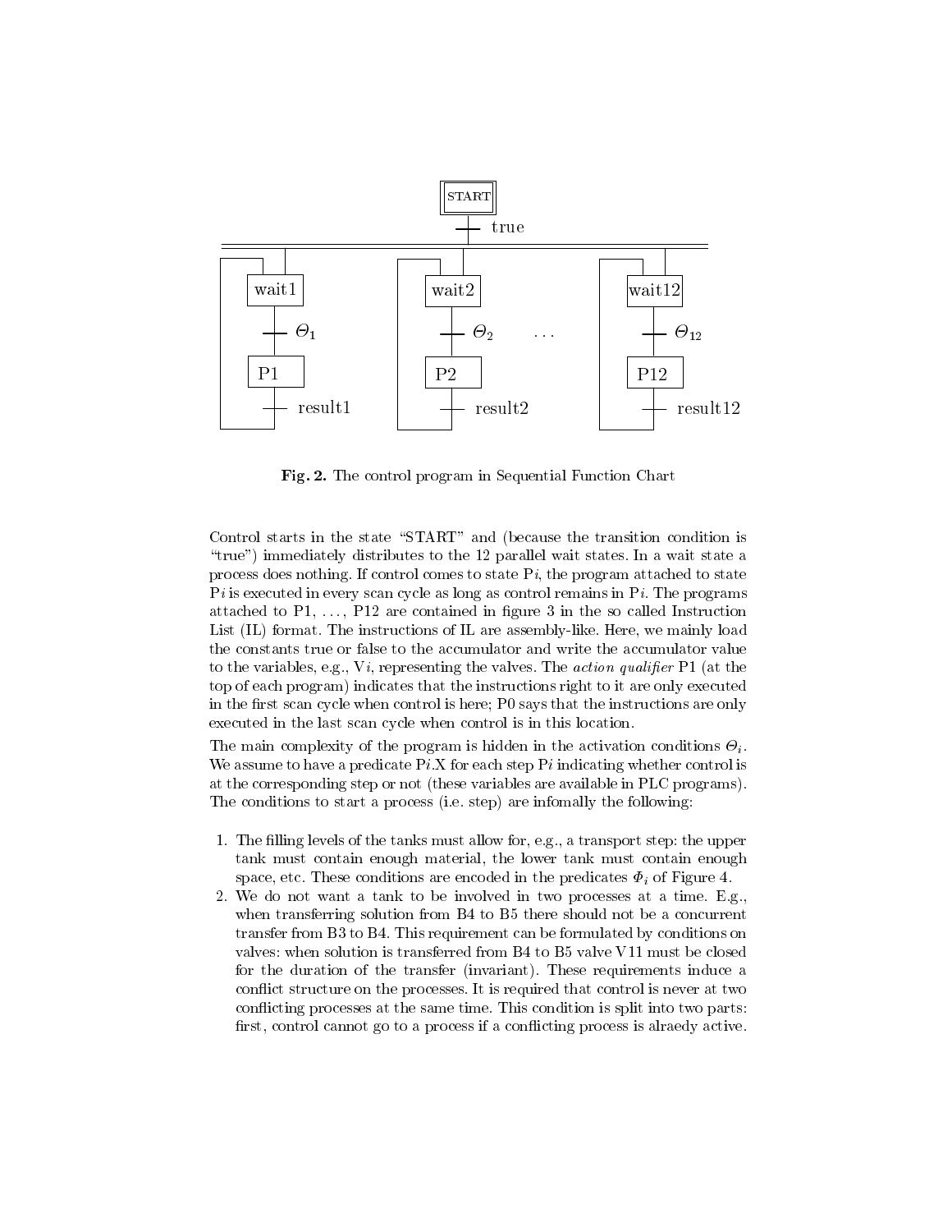Fig. 2. The control program in Sequential Function Chart

Control starts in the state "START" and (because the transition condition is "true") immediately distributes to the 12 parallel wait states. In a wait state a process does nothing. If control comes to state P$i$, the program attached to state P$i$ is executed in every scan cycle as long as control remains in P$i$. The programs attached to P1, ..., P12 are contained in figure 3 in the so called Instruction List (IL) format. The instructions of IL are assembly-like. Here, we mainly load the constants true or false to the accumulator and write the accumulator value to the variables, e.g., V$i$, representing the valves. The *action qualifier* P1 (at the top of each program) indicates that the instructions right to it are only executed in the first scan cycle when control is here; P0 says that the instructions are only executed in the last scan cycle when control is in this location.

The main complexity of the program is hidden in the activation conditions $\Theta_i$. We assume to have a predicate P$i$.X for each step P$i$ indicating whether control is at the corresponding step or not (these variables are available in PLC programs). The conditions to start a process (i.e. step) are infomally the following:

1. The filling levels of the tanks must allow for, e.g., a transport step: the upper tank must contain enough material, the lower tank must contain enough space, etc. These conditions are encoded in the predicates $\Phi_i$ of Figure 4.
2. We do not want a tank to be involved in two processes at a time. E.g., when transferring solution from B4 to B5 there should not be a concurrent transfer from B3 to B4. This requirement can be formulated by conditions on valves: when solution is transferred from B4 to B5 valve V11 must be closed for the duration of the transfer (invariant). These requirements induce a conflict structure on the processes. It is required that control is never at two conflicting processes at the same time. This condition is split into two parts: first, control cannot go to a process if a conflicting process is alraedy active.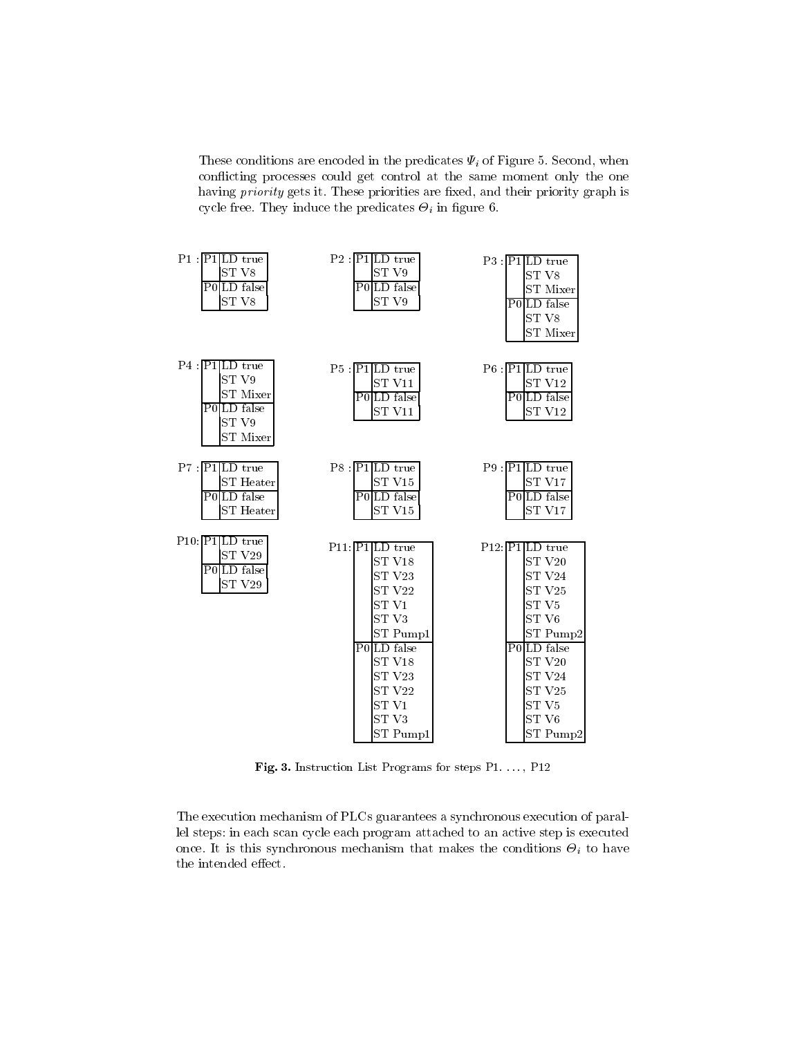These conditions are encoded in the predicates $\Psi_i$ of Figure 5. Second, when conflicting processes could get control at the same moment only the one having *priority* gets it. These priorities are fixed, and their priority graph is cycle free. They induce the predicates $\Theta_i$ in figure 6.

P1 :

| | |
|---|---|
| P1 | LD true |
| | ST V8 |
| P0 | LD false |
| | ST V8 |

P2 :

| | |
|---|---|
| P1 | LD true |
| | ST V9 |
| P0 | LD false |
| | ST V9 |

P3 :

| | |
|---|---|
| P1 | LD true |
| | ST V8 |
| | ST Mixer |
| P0 | LD false |
| | ST V8 |
| | ST Mixer |

P4 :

| | |
|---|---|
| P1 | LD true |
| | ST V9 |
| | ST Mixer |
| P0 | LD false |
| | ST V9 |
| | ST Mixer |

P5 :

| | |
|---|---|
| P1 | LD true |
| | ST V11 |
| P0 | LD false |
| | ST V11 |

P6 :

| | |
|---|---|
| P1 | LD true |
| | ST V12 |
| P0 | LD false |
| | ST V12 |

P7 :

| | |
|---|---|
| P1 | LD true |
| | ST Heater |
| P0 | LD false |
| | ST Heater |

P8 :

| | |
|---|---|
| P1 | LD true |
| | ST V15 |
| P0 | LD false |
| | ST V15 |

P9 :

| | |
|---|---|
| P1 | LD true |
| | ST V17 |
| P0 | LD false |
| | ST V17 |

P10:

| | |
|---|---|
| P1 | LD true |
| | ST V29 |
| P0 | LD false |
| | ST V29 |

P11:

| | |
|---|---|
| P1 | LD true |
| | ST V18 |
| | ST V23 |
| | ST V22 |
| | ST V1 |
| | ST V3 |
| | ST Pump1 |
| P0 | LD false |
| | ST V18 |
| | ST V23 |
| | ST V22 |
| | ST V1 |
| | ST V3 |
| | ST Pump1 |

P12:

| | |
|---|---|
| P1 | LD true |
| | ST V20 |
| | ST V24 |
| | ST V25 |
| | ST V5 |
| | ST V6 |
| | ST Pump2 |
| P0 | LD false |
| | ST V20 |
| | ST V24 |
| | ST V25 |
| | ST V5 |
| | ST V6 |
| | ST Pump2 |

**Fig. 3.** Instruction List Programs for steps P1. ..., P12

The execution mechanism of PLCs guarantees a synchronous execution of parallel steps: in each scan cycle each program attached to an active step is executed once. It is this synchronous mechanism that makes the conditions $\Theta_i$ to have the intended effect.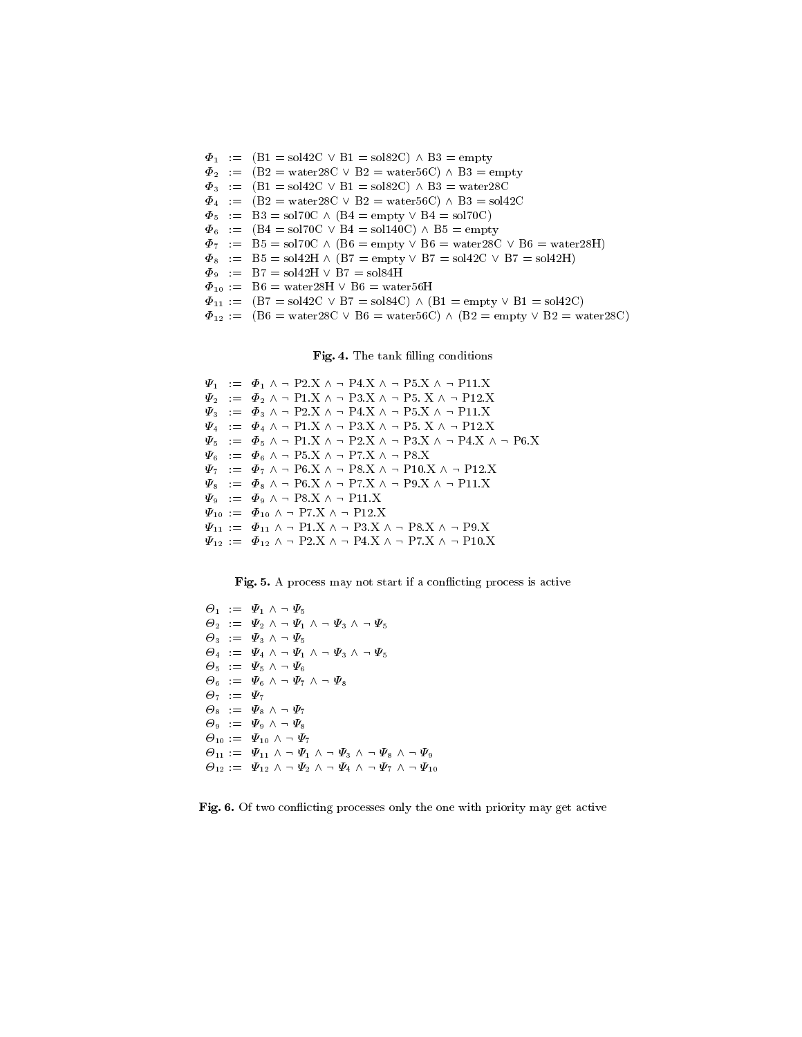$$
\begin{aligned}
\Phi_1 &:= (\text{B1} = \text{sol42C} \vee \text{B1} = \text{sol82C}) \wedge \text{B3} = \text{empty} \\
\Phi_2 &:= (\text{B2} = \text{water28C} \vee \text{B2} = \text{water56C}) \wedge \text{B3} = \text{empty} \\
\Phi_3 &:= (\text{B1} = \text{sol42C} \vee \text{B1} = \text{sol82C}) \wedge \text{B3} = \text{water28C} \\
\Phi_4 &:= (\text{B2} = \text{water28C} \vee \text{B2} = \text{water56C}) \wedge \text{B3} = \text{sol42C} \\
\Phi_5 &:= \text{B3} = \text{sol70C} \wedge (\text{B4} = \text{empty} \vee \text{B4} = \text{sol70C}) \\
\Phi_6 &:= (\text{B4} = \text{sol70C} \vee \text{B4} = \text{sol140C}) \wedge \text{B5} = \text{empty} \\
\Phi_7 &:= \text{B5} = \text{sol70C} \wedge (\text{B6} = \text{empty} \vee \text{B6} = \text{water28C} \vee \text{B6} = \text{water28H}) \\
\Phi_8 &:= \text{B5} = \text{sol42H} \wedge (\text{B7} = \text{empty} \vee \text{B7} = \text{sol42C} \vee \text{B7} = \text{sol42H}) \\
\Phi_9 &:= \text{B7} = \text{sol42H} \vee \text{B7} = \text{sol84H} \\
\Phi_{10} &:= \text{B6} = \text{water28H} \vee \text{B6} = \text{water56H} \\
\Phi_{11} &:= (\text{B7} = \text{sol42C} \vee \text{B7} = \text{sol84C}) \wedge (\text{B1} = \text{empty} \vee \text{B1} = \text{sol42C}) \\
\Phi_{12} &:= (\text{B6} = \text{water28C} \vee \text{B6} = \text{water56C}) \wedge (\text{B2} = \text{empty} \vee \text{B2} = \text{water28C})
\end{aligned}
$$

**Fig. 4.** The tank filling conditions

$$
\begin{aligned}
\Psi_1 &:= \Phi_1 \wedge \neg\, \text{P2.X} \wedge \neg\, \text{P4.X} \wedge \neg\, \text{P5.X} \wedge \neg\, \text{P11.X} \\
\Psi_2 &:= \Phi_2 \wedge \neg\, \text{P1.X} \wedge \neg\, \text{P3.X} \wedge \neg\, \text{P5.X} \wedge \neg\, \text{P12.X} \\
\Psi_3 &:= \Phi_3 \wedge \neg\, \text{P2.X} \wedge \neg\, \text{P4.X} \wedge \neg\, \text{P5.X} \wedge \neg\, \text{P11.X} \\
\Psi_4 &:= \Phi_4 \wedge \neg\, \text{P1.X} \wedge \neg\, \text{P3.X} \wedge \neg\, \text{P5.X} \wedge \neg\, \text{P12.X} \\
\Psi_5 &:= \Phi_5 \wedge \neg\, \text{P1.X} \wedge \neg\, \text{P2.X} \wedge \neg\, \text{P3.X} \wedge \neg\, \text{P4.X} \wedge \neg\, \text{P6.X} \\
\Psi_6 &:= \Phi_6 \wedge \neg\, \text{P5.X} \wedge \neg\, \text{P7.X} \wedge \neg\, \text{P8.X} \\
\Psi_7 &:= \Phi_7 \wedge \neg\, \text{P6.X} \wedge \neg\, \text{P8.X} \wedge \neg\, \text{P10.X} \wedge \neg\, \text{P12.X} \\
\Psi_8 &:= \Phi_8 \wedge \neg\, \text{P6.X} \wedge \neg\, \text{P7.X} \wedge \neg\, \text{P9.X} \wedge \neg\, \text{P11.X} \\
\Psi_9 &:= \Phi_9 \wedge \neg\, \text{P8.X} \wedge \neg\, \text{P11.X} \\
\Psi_{10} &:= \Phi_{10} \wedge \neg\, \text{P7.X} \wedge \neg\, \text{P12.X} \\
\Psi_{11} &:= \Phi_{11} \wedge \neg\, \text{P1.X} \wedge \neg\, \text{P3.X} \wedge \neg\, \text{P8.X} \wedge \neg\, \text{P9.X} \\
\Psi_{12} &:= \Phi_{12} \wedge \neg\, \text{P2.X} \wedge \neg\, \text{P4.X} \wedge \neg\, \text{P7.X} \wedge \neg\, \text{P10.X}
\end{aligned}
$$

**Fig. 5.** A process may not start if a conflicting process is active

$$
\begin{aligned}
\Theta_1 &:= \Psi_1 \wedge \neg\, \Psi_5 \\
\Theta_2 &:= \Psi_2 \wedge \neg\, \Psi_1 \wedge \neg\, \Psi_3 \wedge \neg\, \Psi_5 \\
\Theta_3 &:= \Psi_3 \wedge \neg\, \Psi_5 \\
\Theta_4 &:= \Psi_4 \wedge \neg\, \Psi_1 \wedge \neg\, \Psi_3 \wedge \neg\, \Psi_5 \\
\Theta_5 &:= \Psi_5 \wedge \neg\, \Psi_6 \\
\Theta_6 &:= \Psi_6 \wedge \neg\, \Psi_7 \wedge \neg\, \Psi_8 \\
\Theta_7 &:= \Psi_7 \\
\Theta_8 &:= \Psi_8 \wedge \neg\, \Psi_7 \\
\Theta_9 &:= \Psi_9 \wedge \neg\, \Psi_8 \\
\Theta_{10} &:= \Psi_{10} \wedge \neg\, \Psi_7 \\
\Theta_{11} &:= \Psi_{11} \wedge \neg\, \Psi_1 \wedge \neg\, \Psi_3 \wedge \neg\, \Psi_8 \wedge \neg\, \Psi_9 \\
\Theta_{12} &:= \Psi_{12} \wedge \neg\, \Psi_2 \wedge \neg\, \Psi_4 \wedge \neg\, \Psi_7 \wedge \neg\, \Psi_{10}
\end{aligned}
$$

**Fig. 6.** Of two conflicting processes only the one with priority may get active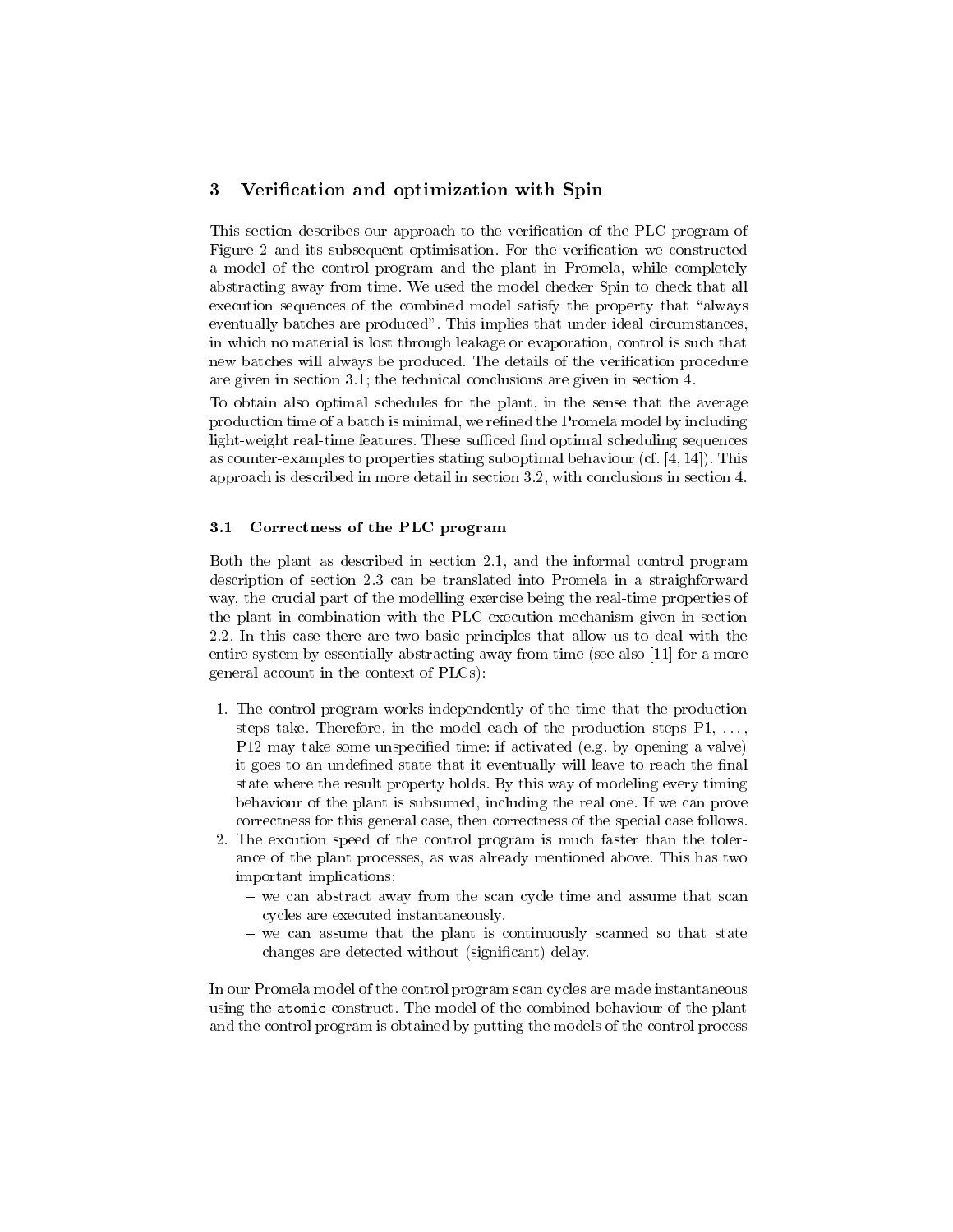## 3 Verification and optimization with Spin

This section describes our approach to the verification of the PLC program of Figure 2 and its subsequent optimisation. For the verification we constructed a model of the control program and the plant in Promela, while completely abstracting away from time. We used the model checker Spin to check that all execution sequences of the combined model satisfy the property that "always eventually batches are produced". This implies that under ideal circumstances, in which no material is lost through leakage or evaporation, control is such that new batches will always be produced. The details of the verification procedure are given in section 3.1; the technical conclusions are given in section 4.

To obtain also optimal schedules for the plant, in the sense that the average production time of a batch is minimal, we refined the Promela model by including light-weight real-time features. These sufficed find optimal scheduling sequences as counter-examples to properties stating suboptimal behaviour (cf. [4, 14]). This approach is described in more detail in section 3.2, with conclusions in section 4.

### 3.1 Correctness of the PLC program

Both the plant as described in section 2.1, and the informal control program description of section 2.3 can be translated into Promela in a straighforward way, the crucial part of the modelling exercise being the real-time properties of the plant in combination with the PLC execution mechanism given in section 2.2. In this case there are two basic principles that allow us to deal with the entire system by essentially abstracting away from time (see also [11] for a more general account in the context of PLCs):

1. The control program works independently of the time that the production steps take. Therefore, in the model each of the production steps P1, ..., P12 may take some unspecified time: if activated (e.g. by opening a valve) it goes to an undefined state that it eventually will leave to reach the final state where the result property holds. By this way of modeling every timing behaviour of the plant is subsumed, including the real one. If we can prove correctness for this general case, then correctness of the special case follows.
2. The excution speed of the control program is much faster than the tolerance of the plant processes, as was already mentioned above. This has two important implications:
   - we can abstract away from the scan cycle time and assume that scan cycles are executed instantaneously.
   - we can assume that the plant is continuously scanned so that state changes are detected without (significant) delay.

In our Promela model of the control program scan cycles are made instantaneous using the `atomic` construct. The model of the combined behaviour of the plant and the control program is obtained by putting the models of the control process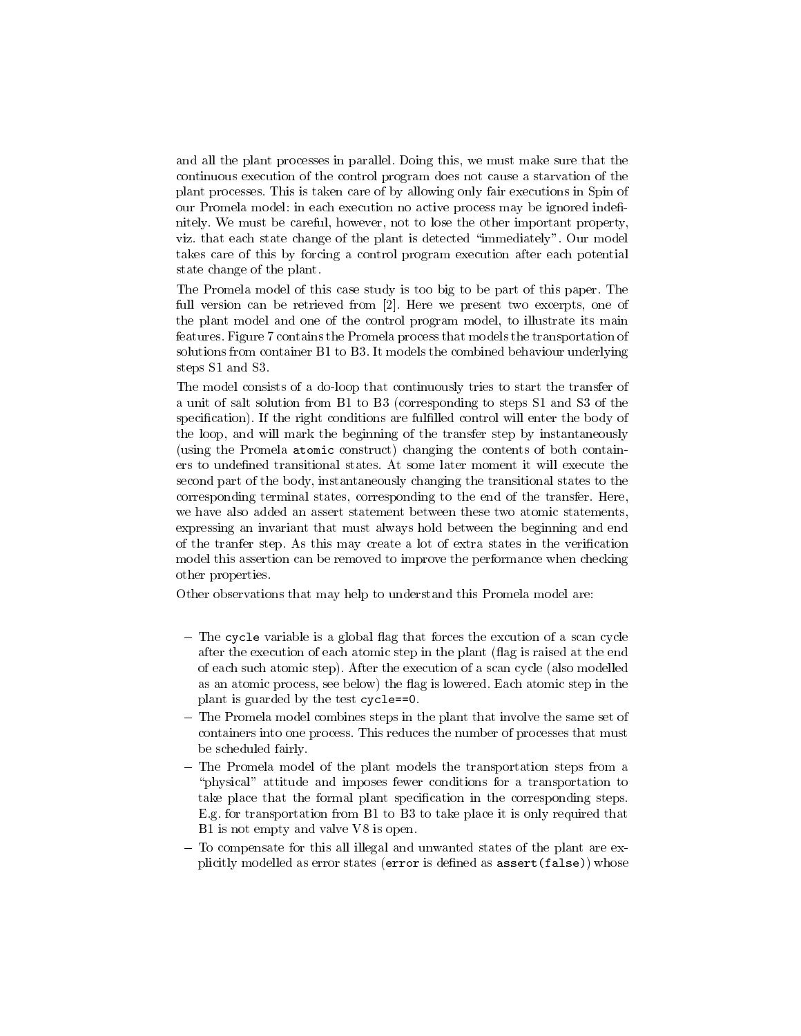and all the plant processes in parallel. Doing this, we must make sure that the continuous execution of the control program does not cause a starvation of the plant processes. This is taken care of by allowing only fair executions in Spin of our Promela model: in each execution no active process may be ignored indefinitely. We must be careful, however, not to lose the other important property, viz. that each state change of the plant is detected "immediately". Our model takes care of this by forcing a control program execution after each potential state change of the plant.

The Promela model of this case study is too big to be part of this paper. The full version can be retrieved from [2]. Here we present two excerpts, one of the plant model and one of the control program model, to illustrate its main features. Figure 7 contains the Promela process that models the transportation of solutions from container B1 to B3. It models the combined behaviour underlying steps S1 and S3.

The model consists of a do-loop that continuously tries to start the transfer of a unit of salt solution from B1 to B3 (corresponding to steps S1 and S3 of the specification). If the right conditions are fulfilled control will enter the body of the loop, and will mark the beginning of the transfer step by instantaneously (using the Promela `atomic` construct) changing the contents of both containers to undefined transitional states. At some later moment it will execute the second part of the body, instantaneously changing the transitional states to the corresponding terminal states, corresponding to the end of the transfer. Here, we have also added an assert statement between these two atomic statements, expressing an invariant that must always hold between the beginning and end of the tranfer step. As this may create a lot of extra states in the verification model this assertion can be removed to improve the performance when checking other properties.

Other observations that may help to understand this Promela model are:

- The `cycle` variable is a global flag that forces the excution of a scan cycle after the execution of each atomic step in the plant (flag is raised at the end of each such atomic step). After the execution of a scan cycle (also modelled as an atomic process, see below) the flag is lowered. Each atomic step in the plant is guarded by the test `cycle==0`.
- The Promela model combines steps in the plant that involve the same set of containers into one process. This reduces the number of processes that must be scheduled fairly.
- The Promela model of the plant models the transportation steps from a "physical" attitude and imposes fewer conditions for a transportation to take place that the formal plant specification in the corresponding steps. E.g. for transportation from B1 to B3 to take place it is only required that B1 is not empty and valve V8 is open.
- To compensate for this all illegal and unwanted states of the plant are explicitly modelled as error states (`error` is defined as `assert(false)`) whose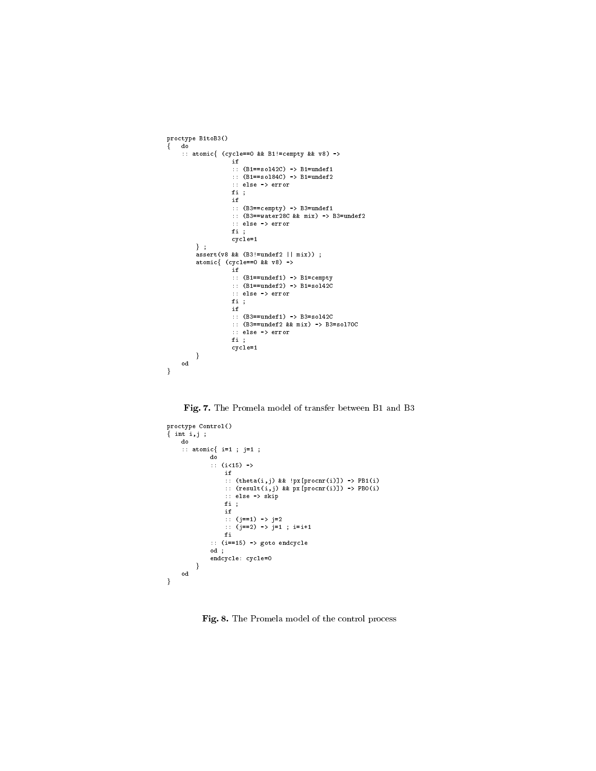```
proctype B1toB3()
{   do
    :: atomic{ (cycle==0 && B1!=cempty && v8) ->
                  if
                  :: (B1==sol42C) -> B1=undef1
                  :: (B1==sol84C) -> B1=undef2
                  :: else -> error
                  fi ;
                  if
                  :: (B3==cempty) -> B3=undef1
                  :: (B3==water28C && mix) -> B3=undef2
                  :: else -> error
                  fi ;
                  cycle=1
        } ;
        assert(v8 && (B3!=undef2 || mix)) ;
        atomic{ (cycle==0 && v8) ->
                  if
                  :: (B1==undef1) -> B1=cempty
                  :: (B1==undef2) -> B1=sol42C
                  :: else -> error
                  fi ;
                  if
                  :: (B3==undef1) -> B3=sol42C
                  :: (B3==undef2 && mix) -> B3=sol70C
                  :: else -> error
                  fi ;
                  cycle=1
        }
    od
}
```

**Fig. 7.** The Promela model of transfer between B1 and B3

```
proctype Control()
{ int i,j ;
    do
    :: atomic{ i=1 ; j=1 ;
            do
            :: (i<15) ->
                if
                :: (theta(i,j) && !px[procnr(i)]) -> PB1(i)
                :: (result(i,j) && px[procnr(i)]) -> PB0(i)
                :: else -> skip
                fi ;
                if
                :: (j==1) -> j=2
                :: (j==2) -> j=1 ; i=i+1
                fi
            :: (i==15) -> goto endcycle
            od ;
            endcycle: cycle=0
        }
    od
}
```

**Fig. 8.** The Promela model of the control process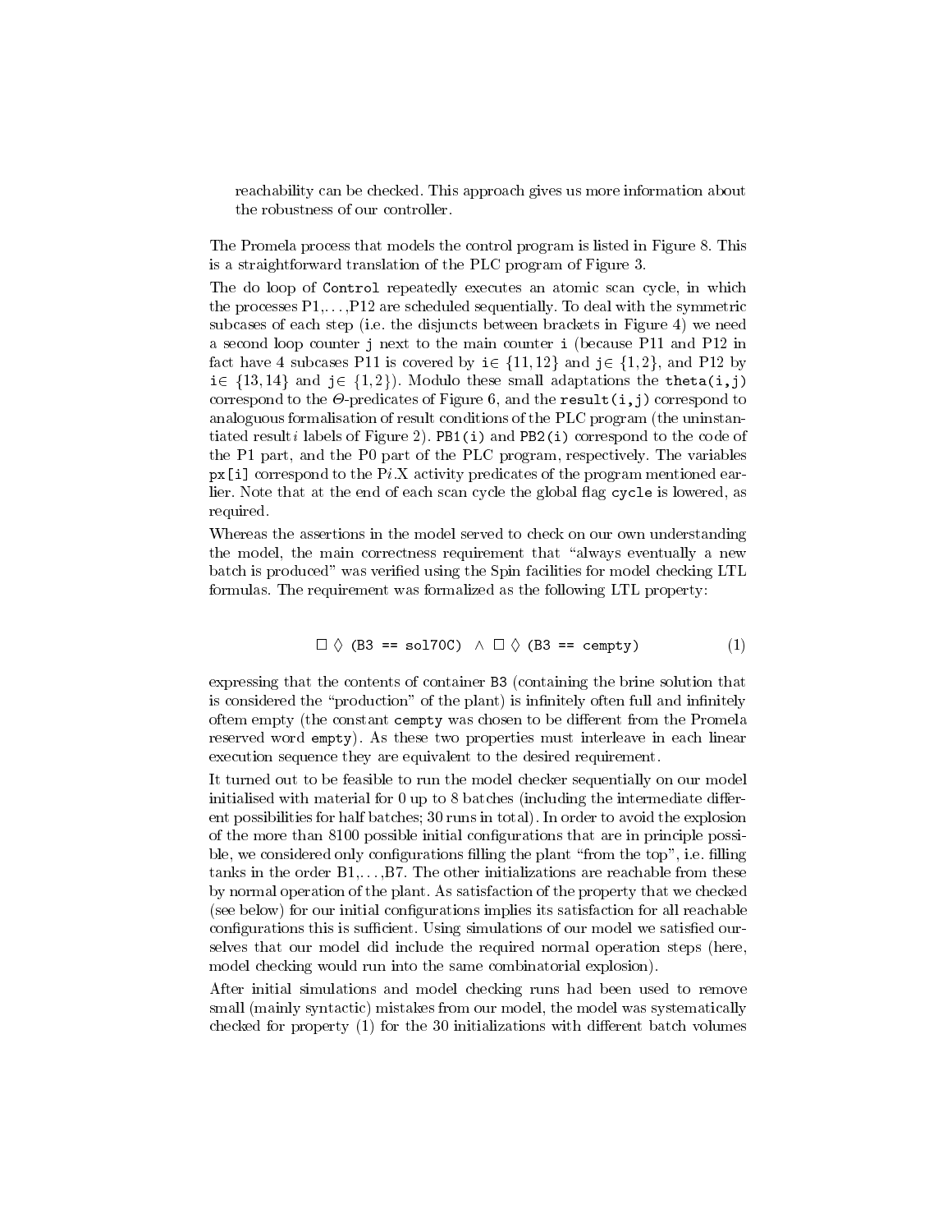reachability can be checked. This approach gives us more information about the robustness of our controller.

The Promela process that models the control program is listed in Figure 8. This is a straightforward translation of the PLC program of Figure 3.

The do loop of `Control` repeatedly executes an atomic scan cycle, in which the processes P1,…,P12 are scheduled sequentially. To deal with the symmetric subcases of each step (i.e. the disjuncts between brackets in Figure 4) we need a second loop counter `j` next to the main counter `i` (because P11 and P12 in fact have 4 subcases P11 is covered by `i`$\in \{11, 12\}$ and `j`$\in \{1, 2\}$, and P12 by `i`$\in \{13, 14\}$ and `j`$\in \{1, 2\}$). Modulo these small adaptations the `theta(i,j)` correspond to the $\Theta$-predicates of Figure 6, and the `result(i,j)` correspond to analoguous formalisation of result conditions of the PLC program (the uninstantiated result$i$ labels of Figure 2). `PB1(i)` and `PB2(i)` correspond to the code of the P1 part, and the P0 part of the PLC program, respectively. The variables `px[i]` correspond to the P$i$.X activity predicates of the program mentioned earlier. Note that at the end of each scan cycle the global flag `cycle` is lowered, as required.

Whereas the assertions in the model served to check on our own understanding the model, the main correctness requirement that "always eventually a new batch is produced" was verified using the Spin facilities for model checking LTL formulas. The requirement was formalized as the following LTL property:

$$\Box \Diamond \texttt{(B3 == sol70C)} \;\wedge\; \Box \Diamond \texttt{(B3 == cempty)} \qquad (1)$$

expressing that the contents of container `B3` (containing the brine solution that is considered the "production" of the plant) is infinitely often full and infinitely oftem empty (the constant `cempty` was chosen to be different from the Promela reserved word `empty`). As these two properties must interleave in each linear execution sequence they are equivalent to the desired requirement.

It turned out to be feasible to run the model checker sequentially on our model initialised with material for 0 up to 8 batches (including the intermediate different possibilities for half batches; 30 runs in total). In order to avoid the explosion of the more than 8100 possible initial configurations that are in principle possible, we considered only configurations filling the plant "from the top", i.e. filling tanks in the order B1,…,B7. The other initializations are reachable from these by normal operation of the plant. As satisfaction of the property that we checked (see below) for our initial configurations implies its satisfaction for all reachable configurations this is sufficient. Using simulations of our model we satisfied ourselves that our model did include the required normal operation steps (here, model checking would run into the same combinatorial explosion).

After initial simulations and model checking runs had been used to remove small (mainly syntactic) mistakes from our model, the model was systematically checked for property (1) for the 30 initializations with different batch volumes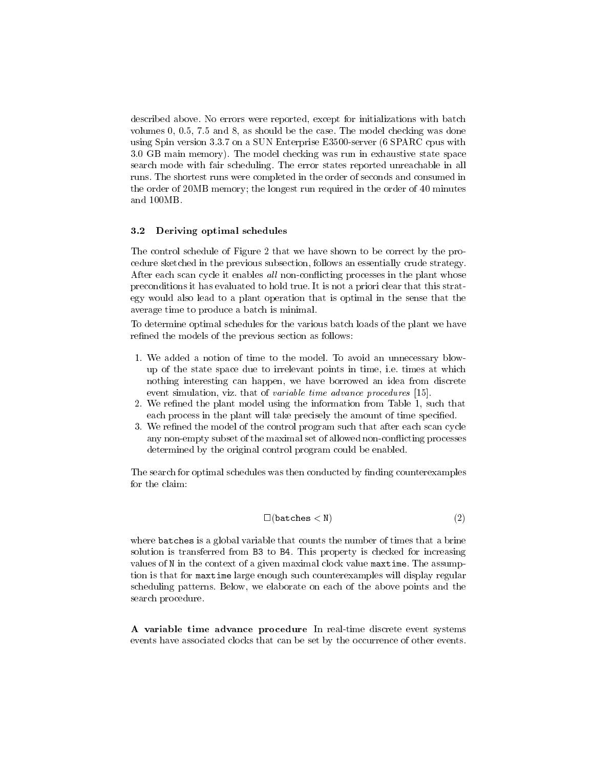described above. No errors were reported, except for initializations with batch volumes 0, 0.5, 7.5 and 8, as should be the case. The model checking was done using Spin version 3.3.7 on a SUN Enterprise E3500-server (6 SPARC cpus with 3.0 GB main memory). The model checking was run in exhaustive state space search mode with fair scheduling. The error states reported unreachable in all runs. The shortest runs were completed in the order of seconds and consumed in the order of 20MB memory; the longest run required in the order of 40 minutes and 100MB.

### 3.2 Deriving optimal schedules

The control schedule of Figure 2 that we have shown to be correct by the procedure sketched in the previous subsection, follows an essentially crude strategy. After each scan cycle it enables *all* non-conflicting processes in the plant whose preconditions it has evaluated to hold true. It is not a priori clear that this strategy would also lead to a plant operation that is optimal in the sense that the average time to produce a batch is minimal.

To determine optimal schedules for the various batch loads of the plant we have refined the models of the previous section as follows:

1. We added a notion of time to the model. To avoid an unnecessary blow-up of the state space due to irrelevant points in time, i.e. times at which nothing interesting can happen, we have borrowed an idea from discrete event simulation, viz. that of *variable time advance procedures* [15].
2. We refined the plant model using the information from Table 1, such that each process in the plant will take precisely the amount of time specified.
3. We refined the model of the control program such that after each scan cycle any non-empty subset of the maximal set of allowed non-conflicting processes determined by the original control program could be enabled.

The search for optimal schedules was then conducted by finding counterexamples for the claim:

$$\Box(\texttt{batches} < \texttt{N}) \tag{2}$$

where `batches` is a global variable that counts the number of times that a brine solution is transferred from `B3` to `B4`. This property is checked for increasing values of `N` in the context of a given maximal clock value `maxtime`. The assumption is that for `maxtime` large enough such counterexamples will display regular scheduling patterns. Below, we elaborate on each of the above points and the search procedure.

**A variable time advance procedure** In real-time discrete event systems events have associated clocks that can be set by the occurrence of other events.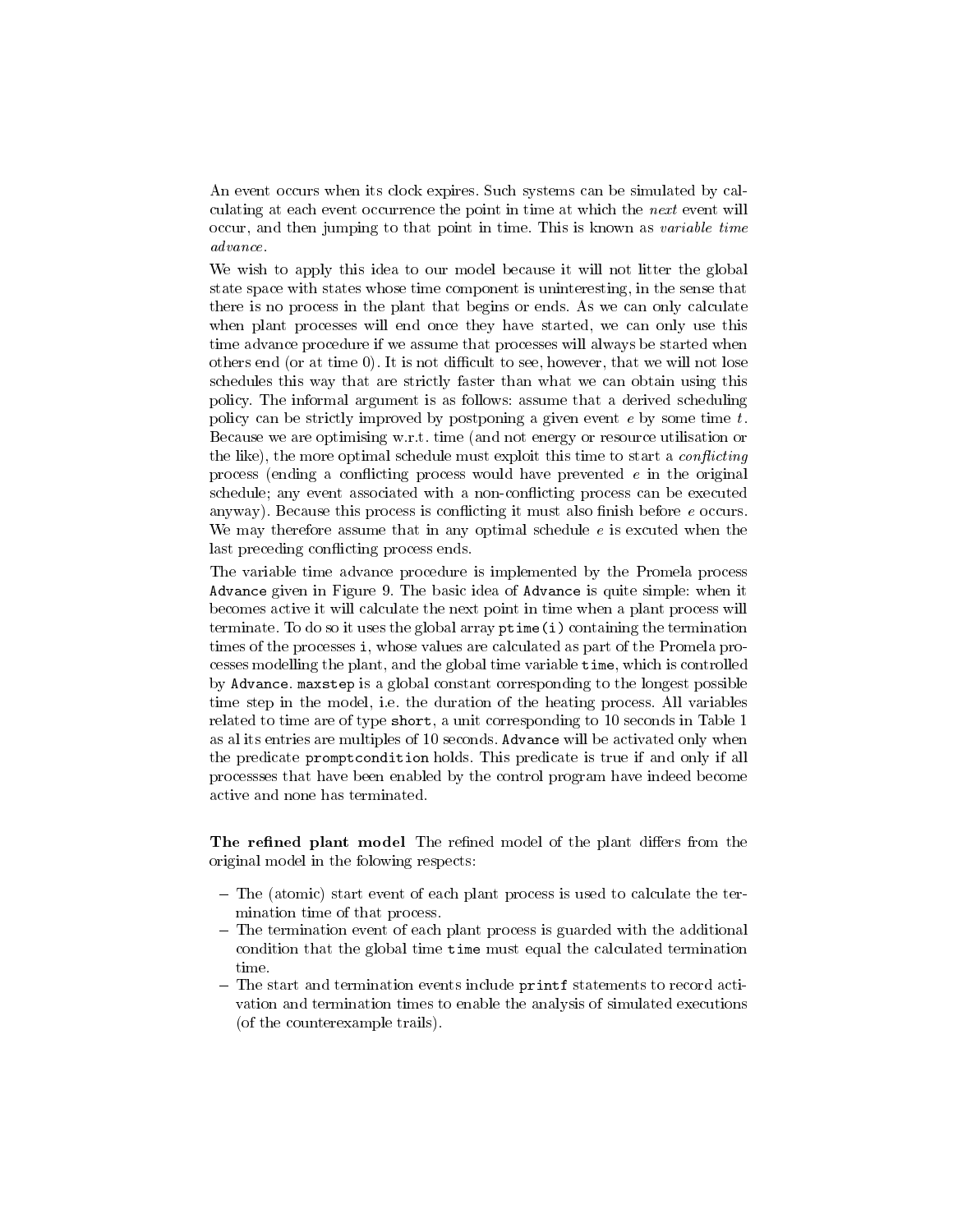An event occurs when its clock expires. Such systems can be simulated by calculating at each event occurrence the point in time at which the *next* event will occur, and then jumping to that point in time. This is known as *variable time advance*.

We wish to apply this idea to our model because it will not litter the global state space with states whose time component is uninteresting, in the sense that there is no process in the plant that begins or ends. As we can only calculate when plant processes will end once they have started, we can only use this time advance procedure if we assume that processes will always be started when others end (or at time 0). It is not difficult to see, however, that we will not lose schedules this way that are strictly faster than what we can obtain using this policy. The informal argument is as follows: assume that a derived scheduling policy can be strictly improved by postponing a given event $e$ by some time $t$. Because we are optimising w.r.t. time (and not energy or resource utilisation or the like), the more optimal schedule must exploit this time to start a *conflicting* process (ending a conflicting process would have prevented $e$ in the original schedule; any event associated with a non-conflicting process can be executed anyway). Because this process is conflicting it must also finish before $e$ occurs. We may therefore assume that in any optimal schedule $e$ is excuted when the last preceding conflicting process ends.

The variable time advance procedure is implemented by the Promela process `Advance` given in Figure 9. The basic idea of `Advance` is quite simple: when it becomes active it will calculate the next point in time when a plant process will terminate. To do so it uses the global array `ptime(i)` containing the termination times of the processes `i`, whose values are calculated as part of the Promela processes modelling the plant, and the global time variable `time`, which is controlled by `Advance`. `maxstep` is a global constant corresponding to the longest possible time step in the model, i.e. the duration of the heating process. All variables related to time are of type `short`, a unit corresponding to 10 seconds in Table 1 as al its entries are multiples of 10 seconds. `Advance` will be activated only when the predicate `promptcondition` holds. This predicate is true if and only if all processses that have been enabled by the control program have indeed become active and none has terminated.

**The refined plant model** The refined model of the plant differs from the original model in the folowing respects:

- The (atomic) start event of each plant process is used to calculate the termination time of that process.
- The termination event of each plant process is guarded with the additional condition that the global time `time` must equal the calculated termination time.
- The start and termination events include `printf` statements to record activation and termination times to enable the analysis of simulated executions (of the counterexample trails).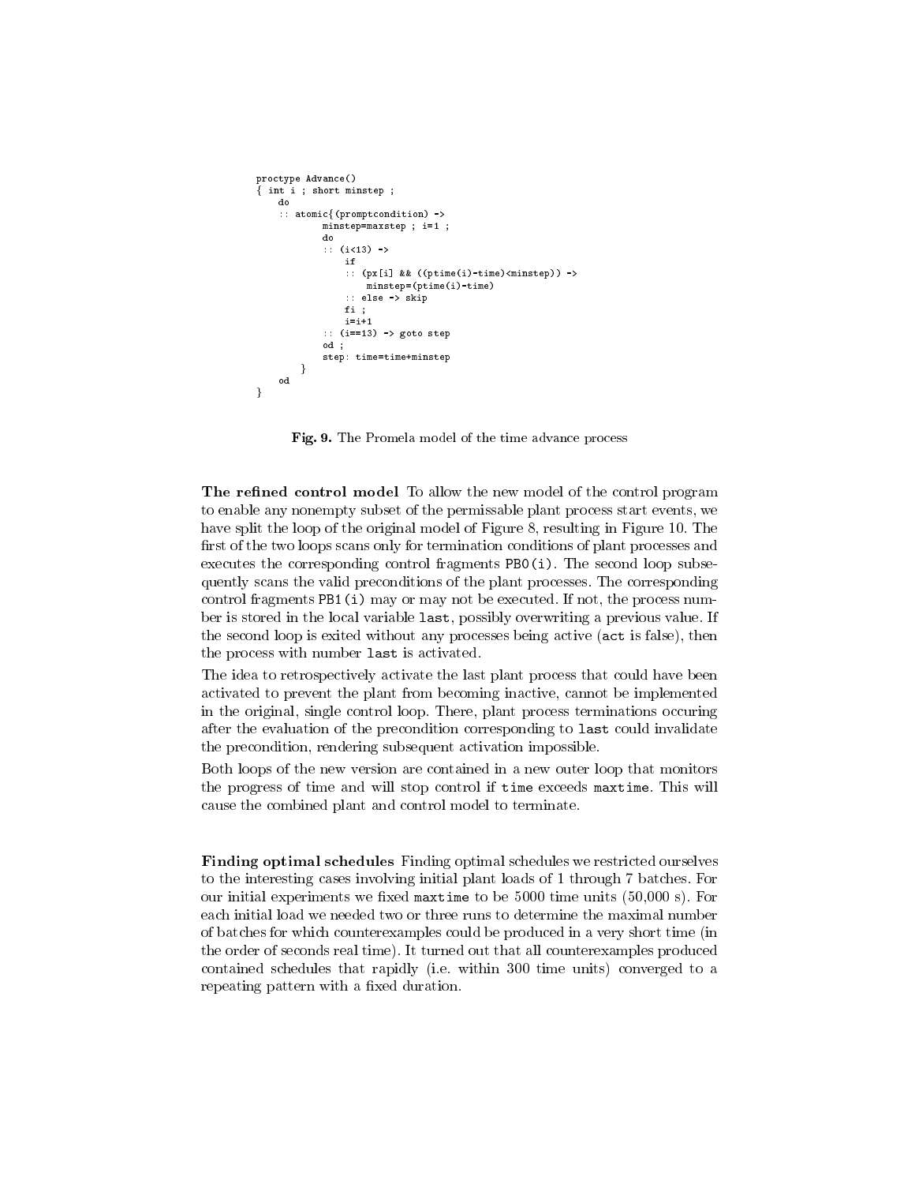```
proctype Advance()
{ int i ; short minstep ;
   do
   :: atomic{(promptcondition) ->
          minstep=maxstep ; i=1 ;
          do
          :: (i<13) ->
             if
             :: (px[i] && ((ptime(i)-time)<minstep)) ->
                  minstep=(ptime(i)-time)
             :: else -> skip
             fi ;
             i=i+1
          :: (i==13) -> goto step
          od ;
          step: time=time+minstep
       }
   od
}
```

**Fig. 9.** The Promela model of the time advance process

**The refined control model** To allow the new model of the control program to enable any nonempty subset of the permissable plant process start events, we have split the loop of the original model of Figure 8, resulting in Figure 10. The first of the two loops scans only for termination conditions of plant processes and executes the corresponding control fragments `PB0(i)`. The second loop subsequently scans the valid preconditions of the plant processes. The corresponding control fragments `PB1(i)` may or may not be executed. If not, the process number is stored in the local variable `last`, possibly overwriting a previous value. If the second loop is exited without any processes being active (`act` is false), then the process with number `last` is activated.

The idea to retrospectively activate the last plant process that could have been activated to prevent the plant from becoming inactive, cannot be implemented in the original, single control loop. There, plant process terminations occuring after the evaluation of the precondition corresponding to `last` could invalidate the precondition, rendering subsequent activation impossible.

Both loops of the new version are contained in a new outer loop that monitors the progress of time and will stop control if `time` exceeds `maxtime`. This will cause the combined plant and control model to terminate.

**Finding optimal schedules** Finding optimal schedules we restricted ourselves to the interesting cases involving initial plant loads of 1 through 7 batches. For our initial experiments we fixed `maxtime` to be 5000 time units (50,000 s). For each initial load we needed two or three runs to determine the maximal number of batches for which counterexamples could be produced in a very short time (in the order of seconds real time). It turned out that all counterexamples produced contained schedules that rapidly (i.e. within 300 time units) converged to a repeating pattern with a fixed duration.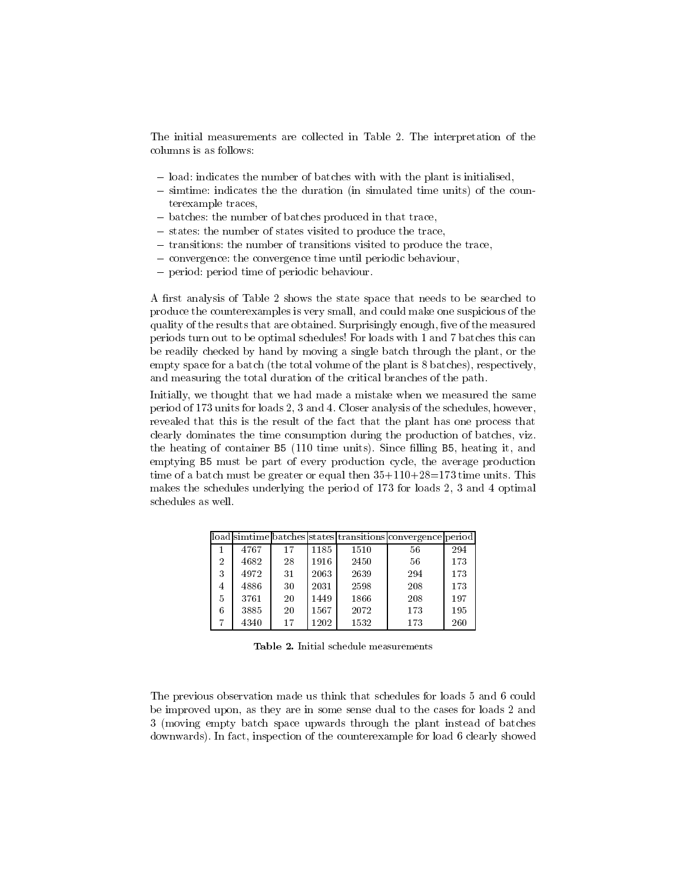The initial measurements are collected in Table 2. The interpretation of the columns is as follows:

- load: indicates the number of batches with with the plant is initialised,
- simtime: indicates the the duration (in simulated time units) of the counterexample traces,
- batches: the number of batches produced in that trace,
- states: the number of states visited to produce the trace,
- transitions: the number of transitions visited to produce the trace,
- convergence: the convergence time until periodic behaviour,
- period: period time of periodic behaviour.

A first analysis of Table 2 shows the state space that needs to be searched to produce the counterexamples is very small, and could make one suspicious of the quality of the results that are obtained. Surprisingly enough, five of the measured periods turn out to be optimal schedules! For loads with 1 and 7 batches this can be readily checked by hand by moving a single batch through the plant, or the empty space for a batch (the total volume of the plant is 8 batches), respectively, and measuring the total duration of the critical branches of the path.

Initially, we thought that we had made a mistake when we measured the same period of 173 units for loads 2, 3 and 4. Closer analysis of the schedules, however, revealed that this is the result of the fact that the plant has one process that clearly dominates the time consumption during the production of batches, viz. the heating of container B5 (110 time units). Since filling B5, heating it, and emptying B5 must be part of every production cycle, the average production time of a batch must be greater or equal then 35+110+28=173 time units. This makes the schedules underlying the period of 173 for loads 2, 3 and 4 optimal schedules as well.

| load | simtime | batches | states | transitions | convergence | period |
|---|---|---|---|---|---|---|
| 1 | 4767 | 17 | 1185 | 1510 | 56 | 294 |
| 2 | 4682 | 28 | 1916 | 2450 | 56 | 173 |
| 3 | 4972 | 31 | 2063 | 2639 | 294 | 173 |
| 4 | 4886 | 30 | 2031 | 2598 | 208 | 173 |
| 5 | 3761 | 20 | 1449 | 1866 | 208 | 197 |
| 6 | 3885 | 20 | 1567 | 2072 | 173 | 195 |
| 7 | 4340 | 17 | 1202 | 1532 | 173 | 260 |

**Table 2.** Initial schedule measurements

The previous observation made us think that schedules for loads 5 and 6 could be improved upon, as they are in some sense dual to the cases for loads 2 and 3 (moving empty batch space upwards through the plant instead of batches downwards). In fact, inspection of the counterexample for load 6 clearly showed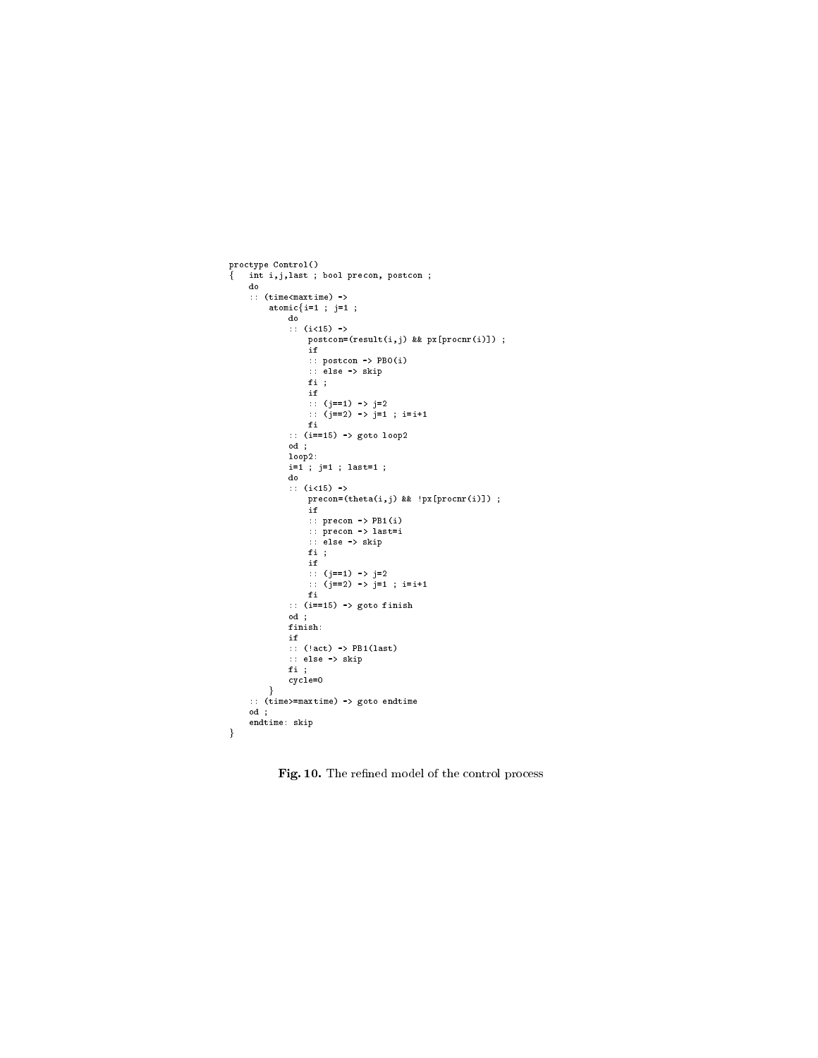```
proctype Control()
{   int i,j,last ; bool precon, postcon ;
    do
    :: (time<maxtime) ->
        atomic{i=1 ; j=1 ;
            do
            :: (i<15) ->
                postcon=(result(i,j) && px[procnr(i)]) ;
                if
                :: postcon -> PB0(i)
                :: else -> skip
                fi ;
                if
                :: (j==1) -> j=2
                :: (j==2) -> j=1 ; i=i+1
                fi
            :: (i==15) -> goto loop2
            od ;
            loop2:
            i=1 ; j=1 ; last=1 ;
            do
            :: (i<15) ->
                precon=(theta(i,j) && !px[procnr(i)]) ;
                if
                :: precon -> PB1(i)
                :: precon -> last=i
                :: else -> skip
                fi ;
                if
                :: (j==1) -> j=2
                :: (j==2) -> j=1 ; i=i+1
                fi
            :: (i==15) -> goto finish
            od ;
            finish:
            if
            :: (!act) -> PB1(last)
            :: else -> skip
            fi ;
            cycle=0
        }
    :: (time>=maxtime) -> goto endtime
    od ;
    endtime: skip
}
```

**Fig. 10.** The refined model of the control process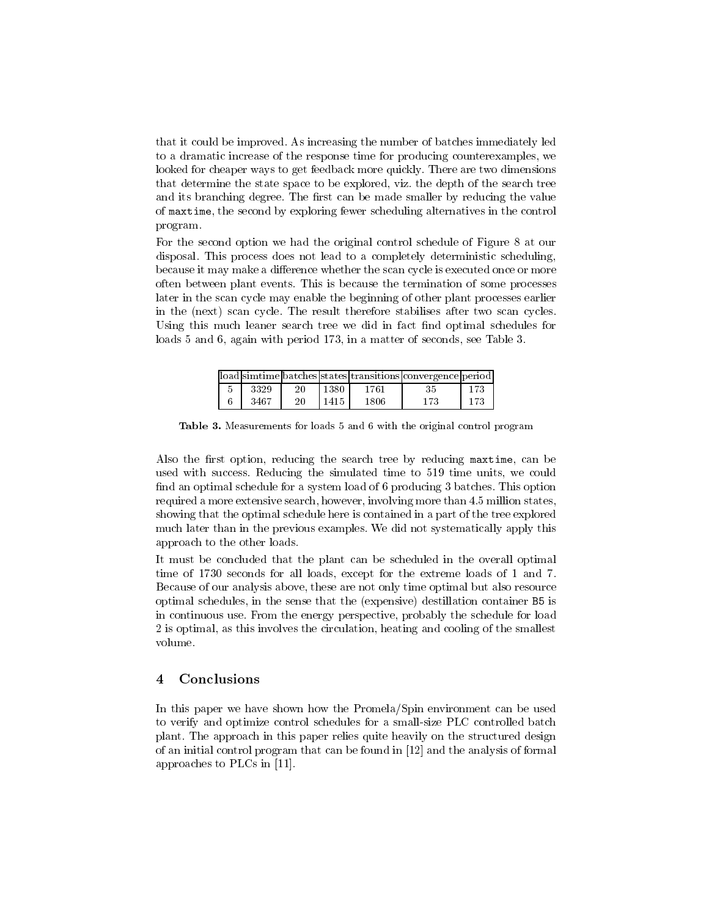that it could be improved. As increasing the number of batches immediately led to a dramatic increase of the response time for producing counterexamples, we looked for cheaper ways to get feedback more quickly. There are two dimensions that determine the state space to be explored, viz. the depth of the search tree and its branching degree. The first can be made smaller by reducing the value of `maxtime`, the second by exploring fewer scheduling alternatives in the control program.

For the second option we had the original control schedule of Figure 8 at our disposal. This process does not lead to a completely deterministic scheduling, because it may make a difference whether the scan cycle is executed once or more often between plant events. This is because the termination of some processes later in the scan cycle may enable the beginning of other plant processes earlier in the (next) scan cycle. The result therefore stabilises after two scan cycles. Using this much leaner search tree we did in fact find optimal schedules for loads 5 and 6, again with period 173, in a matter of seconds, see Table 3.

| load | simtime | batches | states | transitions | convergence | period |
|---|---|---|---|---|---|---|
| 5 | 3329 | 20 | 1380 | 1761 | 35 | 173 |
| 6 | 3467 | 20 | 1415 | 1806 | 173 | 173 |

**Table 3.** Measurements for loads 5 and 6 with the original control program

Also the first option, reducing the search tree by reducing `maxtime`, can be used with success. Reducing the simulated time to 519 time units, we could find an optimal schedule for a system load of 6 producing 3 batches. This option required a more extensive search, however, involving more than 4.5 million states, showing that the optimal schedule here is contained in a part of the tree explored much later than in the previous examples. We did not systematically apply this approach to the other loads.

It must be concluded that the plant can be scheduled in the overall optimal time of 1730 seconds for all loads, except for the extreme loads of 1 and 7. Because of our analysis above, these are not only time optimal but also resource optimal schedules, in the sense that the (expensive) destillation container `B5` is in continuous use. From the energy perspective, probably the schedule for load 2 is optimal, as this involves the circulation, heating and cooling of the smallest volume.

## 4 Conclusions

In this paper we have shown how the Promela/Spin environment can be used to verify and optimize control schedules for a small-size PLC controlled batch plant. The approach in this paper relies quite heavily on the structured design of an initial control program that can be found in [12] and the analysis of formal approaches to PLCs in [11].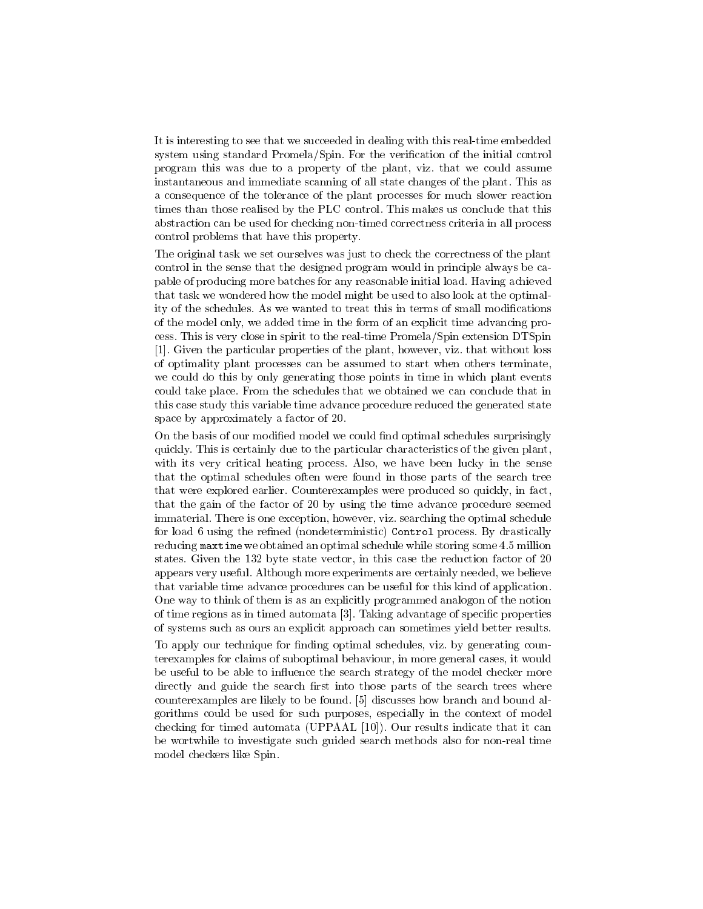It is interesting to see that we succeeded in dealing with this real-time embedded system using standard Promela/Spin. For the verification of the initial control program this was due to a property of the plant, viz. that we could assume instantaneous and immediate scanning of all state changes of the plant. This as a consequence of the tolerance of the plant processes for much slower reaction times than those realised by the PLC control. This makes us conclude that this abstraction can be used for checking non-timed correctness criteria in all process control problems that have this property.

The original task we set ourselves was just to check the correctness of the plant control in the sense that the designed program would in principle always be capable of producing more batches for any reasonable initial load. Having achieved that task we wondered how the model might be used to also look at the optimality of the schedules. As we wanted to treat this in terms of small modifications of the model only, we added time in the form of an explicit time advancing process. This is very close in spirit to the real-time Promela/Spin extension DTSpin [1]. Given the particular properties of the plant, however, viz. that without loss of optimality plant processes can be assumed to start when others terminate, we could do this by only generating those points in time in which plant events could take place. From the schedules that we obtained we can conclude that in this case study this variable time advance procedure reduced the generated state space by approximately a factor of 20.

On the basis of our modified model we could find optimal schedules surprisingly quickly. This is certainly due to the particular characteristics of the given plant, with its very critical heating process. Also, we have been lucky in the sense that the optimal schedules often were found in those parts of the search tree that were explored earlier. Counterexamples were produced so quickly, in fact, that the gain of the factor of 20 by using the time advance procedure seemed immaterial. There is one exception, however, viz. searching the optimal schedule for load 6 using the refined (nondeterministic) `Control` process. By drastically reducing `maxtime` we obtained an optimal schedule while storing some 4.5 million states. Given the 132 byte state vector, in this case the reduction factor of 20 appears very useful. Although more experiments are certainly needed, we believe that variable time advance procedures can be useful for this kind of application. One way to think of them is as an explicitly programmed analogon of the notion of time regions as in timed automata [3]. Taking advantage of specific properties of systems such as ours an explicit approach can sometimes yield better results.

To apply our technique for finding optimal schedules, viz. by generating counterexamples for claims of suboptimal behaviour, in more general cases, it would be useful to be able to influence the search strategy of the model checker more directly and guide the search first into those parts of the search trees where counterexamples are likely to be found. [5] discusses how branch and bound algorithms could be used for such purposes, especially in the context of model checking for timed automata (UPPAAL [10]). Our results indicate that it can be wortwhile to investigate such guided search methods also for non-real time model checkers like Spin.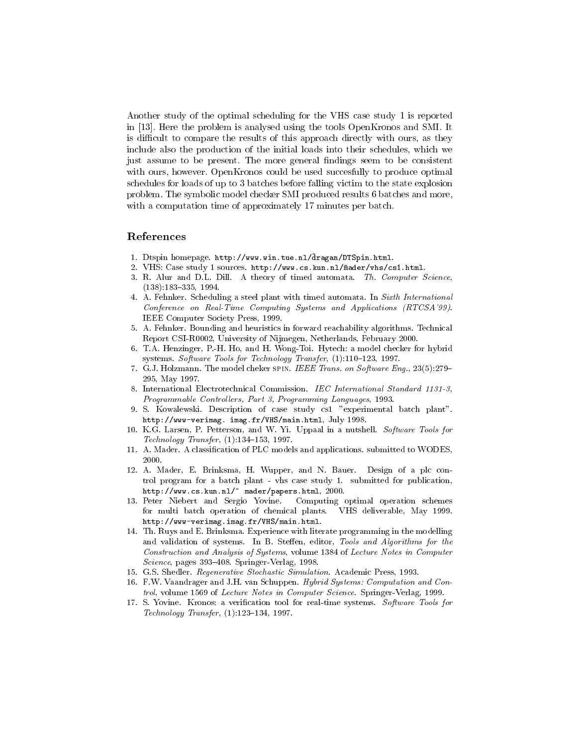Another study of the optimal scheduling for the VHS case study 1 is reported in [13]. Here the problem is analysed using the tools OpenKronos and SMI. It is difficult to compare the results of this approach directly with ours, as they include also the production of the initial loads into their schedules, which we just assume to be present. The more general findings seem to be consistent with ours, however. OpenKronos could be used succesfully to produce optimal schedules for loads of up to 3 batches before falling victim to the state explosion problem. The symbolic model checker SMI produced results 6 batches and more, with a computation time of approximately 17 minutes per batch.

## References

1. Dtspin homepage. `http://www.win.tue.nl/~dragan/DTSpin.html`.
2. VHS: Case study 1 sources. `http://www.cs.kun.nl/~mader/vhs/cs1.html`.
3. R. Alur and D.L. Dill. A theory of timed automata. *Th. Computer Science*, (138):183–335, 1994.
4. A. Fehnker. Scheduling a steel plant with timed automata. In *Sixth International Conference on Real-Time Computing Systems and Applications (RTCSA'99)*. IEEE Computer Society Press, 1999.
5. A. Fehnker. Bounding and heuristics in forward reachability algorithms. Technical Report CSI-R0002, University of Nijmegen, Netherlands, February 2000.
6. T.A. Henzinger, P.-H. Ho, and H. Wong-Toi. Hytech: a model checker for hybrid systems. *Software Tools for Technology Transfer*, (1):110–123, 1997.
7. G.J. Holzmann. The model cheker SPIN. *IEEE Trans. on Software Eng.*, 23(5):279–295, May 1997.
8. International Electrotechnical Commission. *IEC International Standard 1131-3, Programmable Controllers, Part 3, Programming Languages*, 1993.
9. S. Kowalewski. Description of case study cs1 "experimental batch plant". `http://www-verimag. imag.fr/VHS/main.html`, July 1998.
10. K.G. Larsen, P. Petterson, and W. Yi. Uppaal in a nutshell. *Software Tools for Technology Transfer*, (1):134–153, 1997.
11. A. Mader. A classification of PLC models and applications. submitted to WODES, 2000.
12. A. Mader, E. Brinksma, H. Wupper, and N. Bauer. Design of a plc control program for a batch plant - vhs case study 1. submitted for publication, `http://www.cs.kun.nl/~ mader/papers.html`, 2000.
13. Peter Niebert and Sergio Yovine. Computing optimal operation schemes for multi batch operation of chemical plants. VHS deliverable, May 1999. `http://www-verimag.imag.fr/VHS/main.html`.
14. Th. Ruys and E. Brinksma. Experience with literate programming in the modelling and validation of systems. In B. Steffen, editor, *Tools and Algorithms for the Construction and Analysis of Systems*, volume 1384 of *Lecture Notes in Computer Science*, pages 393–408. Springer-Verlag, 1998.
15. G.S. Shedler. *Regenerative Stochastic Simulation*. Academic Press, 1993.
16. F.W. Vaandrager and J.H. van Schuppen. *Hybrid Systems: Computation and Control*, volume 1569 of *Lecture Notes in Computer Science*. Springer-Verlag, 1999.
17. S. Yovine. Kronos: a verification tool for real-time systems. *Software Tools for Technology Transfer*, (1):123–134, 1997.